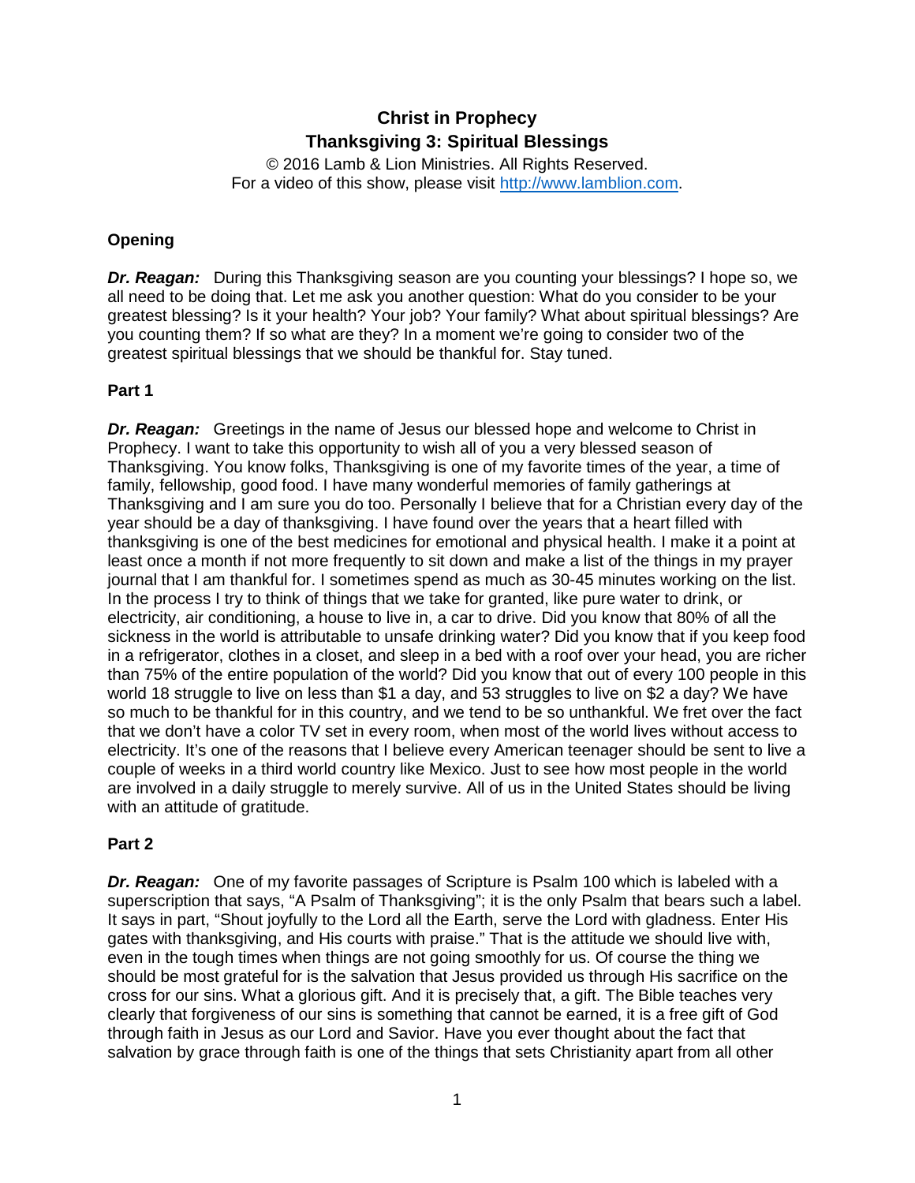# Christ in Prophecy
## Thanksgiving 3: Spiritual Blessings

© 2016 Lamb & Lion Ministries. All Rights Reserved.
For a video of this show, please visit http://www.lamblion.com.

### Opening

***Dr. Reagan:*** During this Thanksgiving season are you counting your blessings? I hope so, we all need to be doing that. Let me ask you another question: What do you consider to be your greatest blessing? Is it your health? Your job? Your family? What about spiritual blessings? Are you counting them? If so what are they? In a moment we're going to consider two of the greatest spiritual blessings that we should be thankful for. Stay tuned.

### Part 1

***Dr. Reagan:*** Greetings in the name of Jesus our blessed hope and welcome to Christ in Prophecy. I want to take this opportunity to wish all of you a very blessed season of Thanksgiving. You know folks, Thanksgiving is one of my favorite times of the year, a time of family, fellowship, good food. I have many wonderful memories of family gatherings at Thanksgiving and I am sure you do too. Personally I believe that for a Christian every day of the year should be a day of thanksgiving. I have found over the years that a heart filled with thanksgiving is one of the best medicines for emotional and physical health. I make it a point at least once a month if not more frequently to sit down and make a list of the things in my prayer journal that I am thankful for. I sometimes spend as much as 30-45 minutes working on the list. In the process I try to think of things that we take for granted, like pure water to drink, or electricity, air conditioning, a house to live in, a car to drive. Did you know that 80% of all the sickness in the world is attributable to unsafe drinking water? Did you know that if you keep food in a refrigerator, clothes in a closet, and sleep in a bed with a roof over your head, you are richer than 75% of the entire population of the world? Did you know that out of every 100 people in this world 18 struggle to live on less than $1 a day, and 53 struggles to live on $2 a day? We have so much to be thankful for in this country, and we tend to be so unthankful. We fret over the fact that we don't have a color TV set in every room, when most of the world lives without access to electricity. It's one of the reasons that I believe every American teenager should be sent to live a couple of weeks in a third world country like Mexico. Just to see how most people in the world are involved in a daily struggle to merely survive. All of us in the United States should be living with an attitude of gratitude.

### Part 2

***Dr. Reagan:*** One of my favorite passages of Scripture is Psalm 100 which is labeled with a superscription that says, "A Psalm of Thanksgiving"; it is the only Psalm that bears such a label. It says in part, "Shout joyfully to the Lord all the Earth, serve the Lord with gladness. Enter His gates with thanksgiving, and His courts with praise." That is the attitude we should live with, even in the tough times when things are not going smoothly for us. Of course the thing we should be most grateful for is the salvation that Jesus provided us through His sacrifice on the cross for our sins. What a glorious gift. And it is precisely that, a gift. The Bible teaches very clearly that forgiveness of our sins is something that cannot be earned, it is a free gift of God through faith in Jesus as our Lord and Savior. Have you ever thought about the fact that salvation by grace through faith is one of the things that sets Christianity apart from all other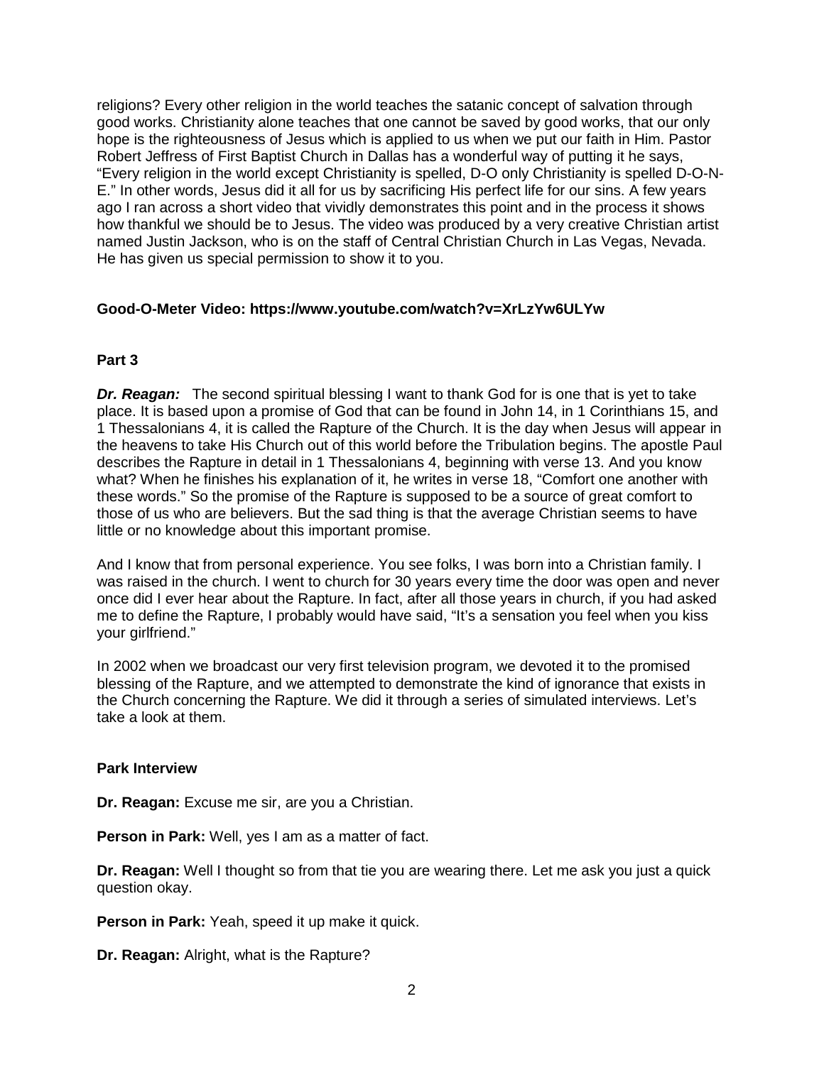religions? Every other religion in the world teaches the satanic concept of salvation through good works. Christianity alone teaches that one cannot be saved by good works, that our only hope is the righteousness of Jesus which is applied to us when we put our faith in Him. Pastor Robert Jeffress of First Baptist Church in Dallas has a wonderful way of putting it he says, “Every religion in the world except Christianity is spelled, D-O only Christianity is spelled D-O-N-E.” In other words, Jesus did it all for us by sacrificing His perfect life for our sins. A few years ago I ran across a short video that vividly demonstrates this point and in the process it shows how thankful we should be to Jesus. The video was produced by a very creative Christian artist named Justin Jackson, who is on the staff of Central Christian Church in Las Vegas, Nevada. He has given us special permission to show it to you.

**Good-O-Meter Video: https://www.youtube.com/watch?v=XrLzYw6ULYw**

**Part 3**

***Dr. Reagan:*** The second spiritual blessing I want to thank God for is one that is yet to take place. It is based upon a promise of God that can be found in John 14, in 1 Corinthians 15, and 1 Thessalonians 4, it is called the Rapture of the Church. It is the day when Jesus will appear in the heavens to take His Church out of this world before the Tribulation begins. The apostle Paul describes the Rapture in detail in 1 Thessalonians 4, beginning with verse 13. And you know what? When he finishes his explanation of it, he writes in verse 18, “Comfort one another with these words.” So the promise of the Rapture is supposed to be a source of great comfort to those of us who are believers. But the sad thing is that the average Christian seems to have little or no knowledge about this important promise.

And I know that from personal experience. You see folks, I was born into a Christian family. I was raised in the church. I went to church for 30 years every time the door was open and never once did I ever hear about the Rapture. In fact, after all those years in church, if you had asked me to define the Rapture, I probably would have said, “It’s a sensation you feel when you kiss your girlfriend.”

In 2002 when we broadcast our very first television program, we devoted it to the promised blessing of the Rapture, and we attempted to demonstrate the kind of ignorance that exists in the Church concerning the Rapture. We did it through a series of simulated interviews. Let’s take a look at them.

**Park Interview**

**Dr. Reagan:** Excuse me sir, are you a Christian.

**Person in Park:** Well, yes I am as a matter of fact.

**Dr. Reagan:** Well I thought so from that tie you are wearing there. Let me ask you just a quick question okay.

**Person in Park:** Yeah, speed it up make it quick.

**Dr. Reagan:** Alright, what is the Rapture?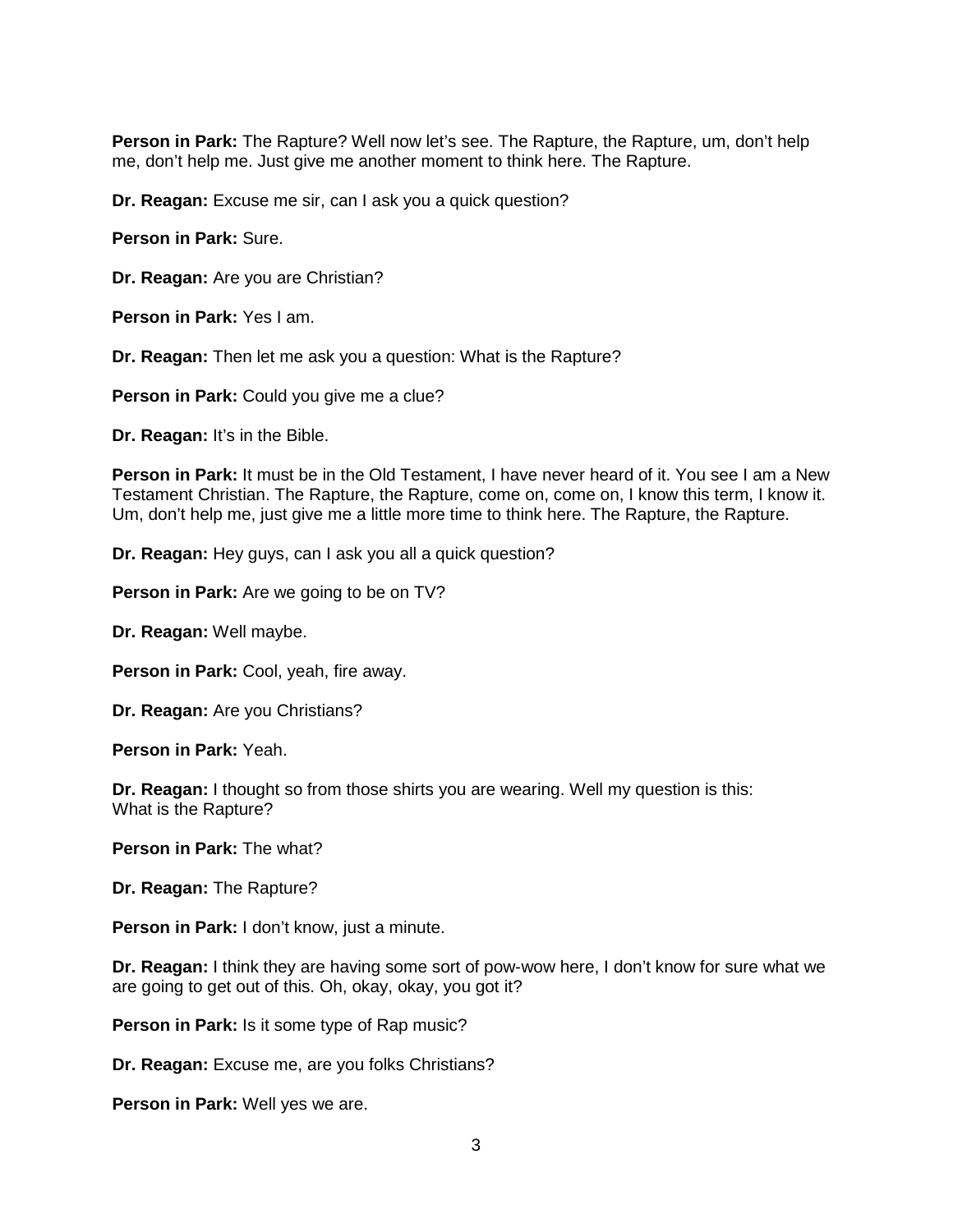**Person in Park:** The Rapture? Well now let's see. The Rapture, the Rapture, um, don't help me, don't help me. Just give me another moment to think here. The Rapture.

**Dr. Reagan:** Excuse me sir, can I ask you a quick question?

**Person in Park:** Sure.

**Dr. Reagan:** Are you are Christian?

**Person in Park:** Yes I am.

**Dr. Reagan:** Then let me ask you a question: What is the Rapture?

**Person in Park:** Could you give me a clue?

**Dr. Reagan:** It's in the Bible.

**Person in Park:** It must be in the Old Testament, I have never heard of it. You see I am a New Testament Christian. The Rapture, the Rapture, come on, come on, I know this term, I know it. Um, don't help me, just give me a little more time to think here. The Rapture, the Rapture.

**Dr. Reagan:** Hey guys, can I ask you all a quick question?

**Person in Park:** Are we going to be on TV?

**Dr. Reagan:** Well maybe.

**Person in Park:** Cool, yeah, fire away.

**Dr. Reagan:** Are you Christians?

**Person in Park:** Yeah.

**Dr. Reagan:** I thought so from those shirts you are wearing. Well my question is this: What is the Rapture?

**Person in Park:** The what?

**Dr. Reagan:** The Rapture?

**Person in Park:** I don't know, just a minute.

**Dr. Reagan:** I think they are having some sort of pow-wow here, I don't know for sure what we are going to get out of this. Oh, okay, okay, you got it?

**Person in Park:** Is it some type of Rap music?

**Dr. Reagan:** Excuse me, are you folks Christians?

**Person in Park:** Well yes we are.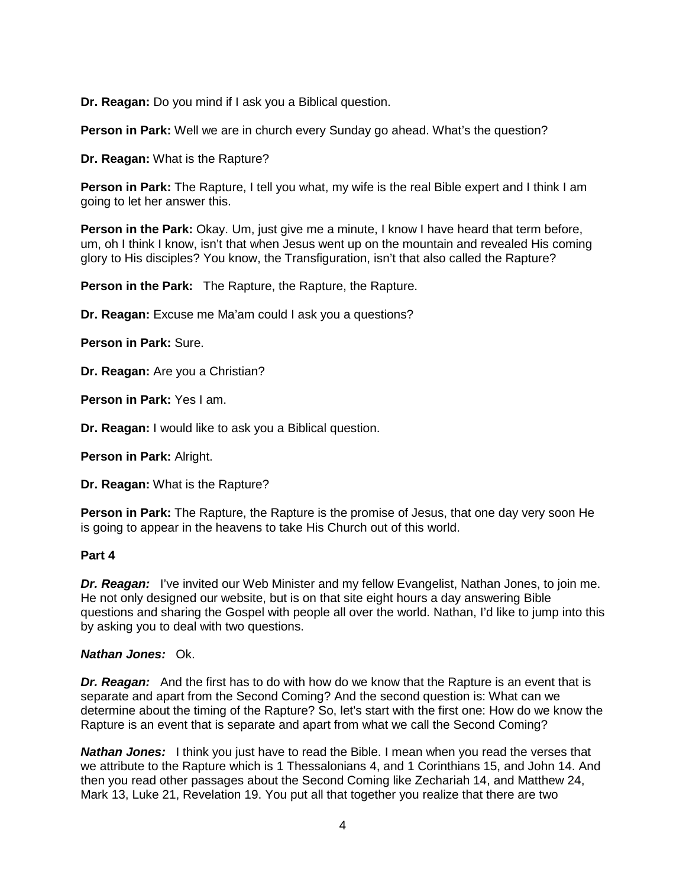**Dr. Reagan:** Do you mind if I ask you a Biblical question.

**Person in Park:** Well we are in church every Sunday go ahead. What's the question?

**Dr. Reagan:** What is the Rapture?

**Person in Park:** The Rapture, I tell you what, my wife is the real Bible expert and I think I am going to let her answer this.

**Person in the Park:** Okay. Um, just give me a minute, I know I have heard that term before, um, oh I think I know, isn't that when Jesus went up on the mountain and revealed His coming glory to His disciples? You know, the Transfiguration, isn't that also called the Rapture?

**Person in the Park:** The Rapture, the Rapture, the Rapture.

**Dr. Reagan:** Excuse me Ma'am could I ask you a questions?

**Person in Park:** Sure.

**Dr. Reagan:** Are you a Christian?

**Person in Park:** Yes I am.

**Dr. Reagan:** I would like to ask you a Biblical question.

**Person in Park:** Alright.

**Dr. Reagan:** What is the Rapture?

**Person in Park:** The Rapture, the Rapture is the promise of Jesus, that one day very soon He is going to appear in the heavens to take His Church out of this world.

**Part 4**

***Dr. Reagan:*** I've invited our Web Minister and my fellow Evangelist, Nathan Jones, to join me. He not only designed our website, but is on that site eight hours a day answering Bible questions and sharing the Gospel with people all over the world. Nathan, I'd like to jump into this by asking you to deal with two questions.

***Nathan Jones:*** Ok.

***Dr. Reagan:*** And the first has to do with how do we know that the Rapture is an event that is separate and apart from the Second Coming? And the second question is: What can we determine about the timing of the Rapture? So, let's start with the first one: How do we know the Rapture is an event that is separate and apart from what we call the Second Coming?

***Nathan Jones:*** I think you just have to read the Bible. I mean when you read the verses that we attribute to the Rapture which is 1 Thessalonians 4, and 1 Corinthians 15, and John 14. And then you read other passages about the Second Coming like Zechariah 14, and Matthew 24, Mark 13, Luke 21, Revelation 19. You put all that together you realize that there are two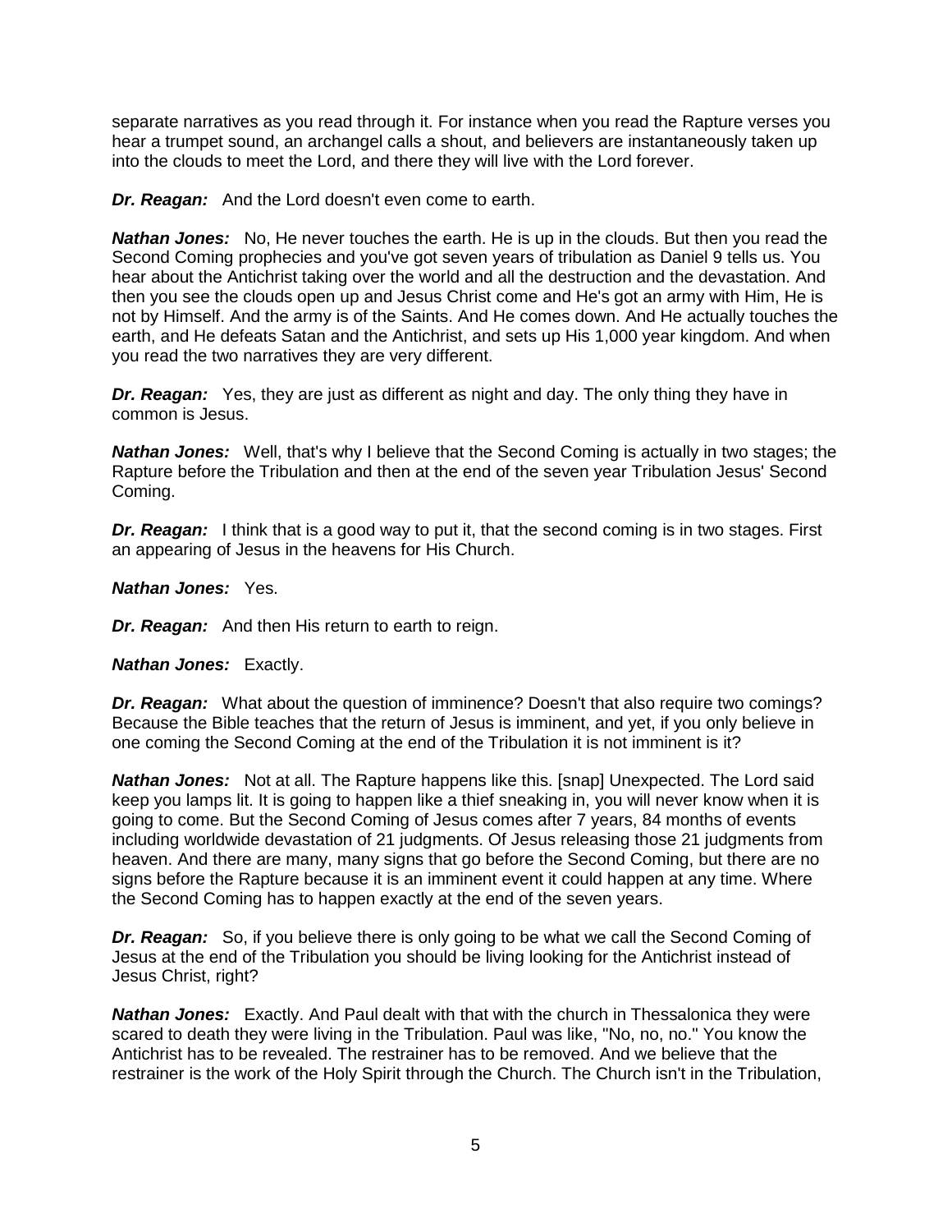separate narratives as you read through it. For instance when you read the Rapture verses you hear a trumpet sound, an archangel calls a shout, and believers are instantaneously taken up into the clouds to meet the Lord, and there they will live with the Lord forever.

***Dr. Reagan:*** And the Lord doesn't even come to earth.

***Nathan Jones:*** No, He never touches the earth. He is up in the clouds. But then you read the Second Coming prophecies and you've got seven years of tribulation as Daniel 9 tells us. You hear about the Antichrist taking over the world and all the destruction and the devastation. And then you see the clouds open up and Jesus Christ come and He's got an army with Him, He is not by Himself. And the army is of the Saints. And He comes down. And He actually touches the earth, and He defeats Satan and the Antichrist, and sets up His 1,000 year kingdom. And when you read the two narratives they are very different.

***Dr. Reagan:*** Yes, they are just as different as night and day. The only thing they have in common is Jesus.

***Nathan Jones:*** Well, that's why I believe that the Second Coming is actually in two stages; the Rapture before the Tribulation and then at the end of the seven year Tribulation Jesus' Second Coming.

***Dr. Reagan:*** I think that is a good way to put it, that the second coming is in two stages. First an appearing of Jesus in the heavens for His Church.

***Nathan Jones:*** Yes.

***Dr. Reagan:*** And then His return to earth to reign.

***Nathan Jones:*** Exactly.

***Dr. Reagan:*** What about the question of imminence? Doesn't that also require two comings? Because the Bible teaches that the return of Jesus is imminent, and yet, if you only believe in one coming the Second Coming at the end of the Tribulation it is not imminent is it?

***Nathan Jones:*** Not at all. The Rapture happens like this. [snap] Unexpected. The Lord said keep you lamps lit. It is going to happen like a thief sneaking in, you will never know when it is going to come. But the Second Coming of Jesus comes after 7 years, 84 months of events including worldwide devastation of 21 judgments. Of Jesus releasing those 21 judgments from heaven. And there are many, many signs that go before the Second Coming, but there are no signs before the Rapture because it is an imminent event it could happen at any time. Where the Second Coming has to happen exactly at the end of the seven years.

***Dr. Reagan:*** So, if you believe there is only going to be what we call the Second Coming of Jesus at the end of the Tribulation you should be living looking for the Antichrist instead of Jesus Christ, right?

***Nathan Jones:*** Exactly. And Paul dealt with that with the church in Thessalonica they were scared to death they were living in the Tribulation. Paul was like, "No, no, no." You know the Antichrist has to be revealed. The restrainer has to be removed. And we believe that the restrainer is the work of the Holy Spirit through the Church. The Church isn't in the Tribulation,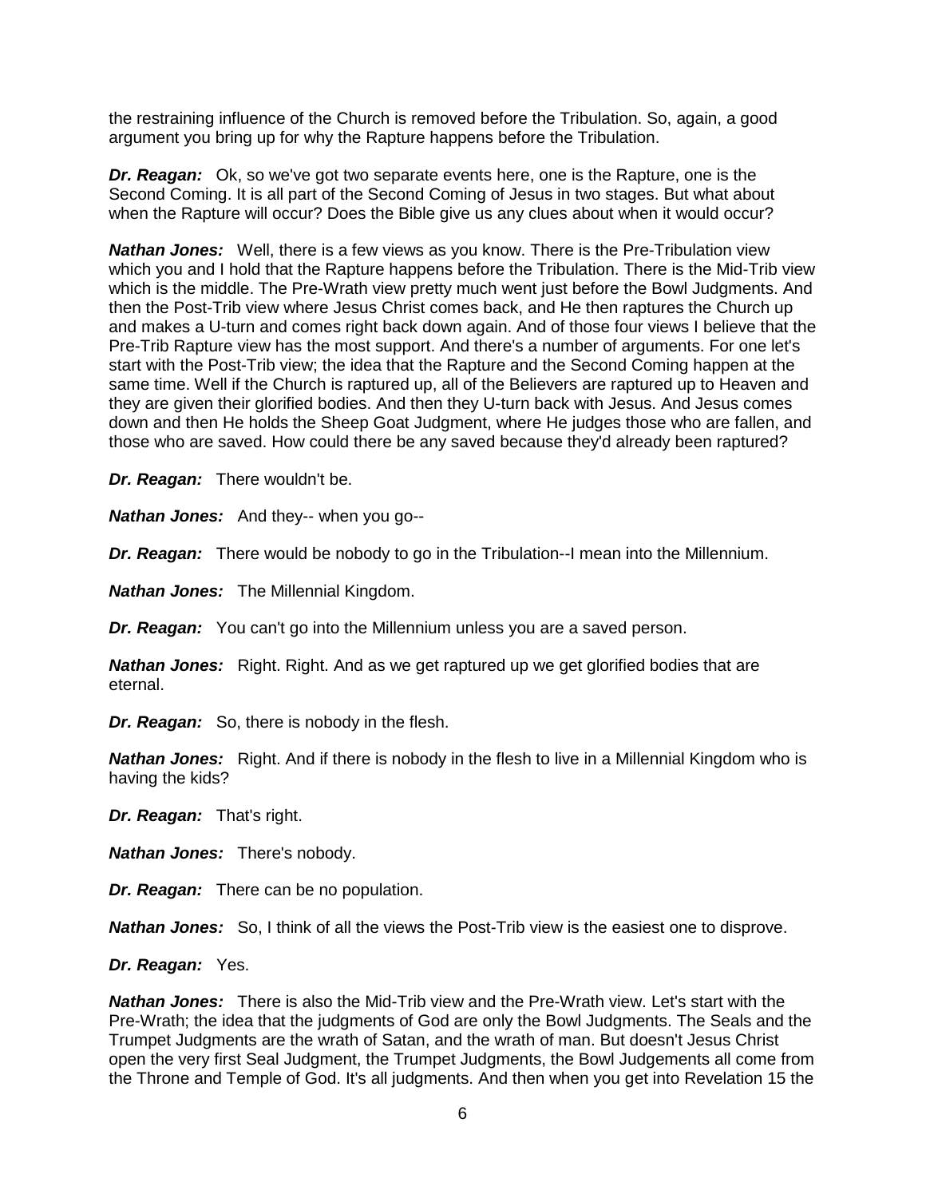the restraining influence of the Church is removed before the Tribulation. So, again, a good argument you bring up for why the Rapture happens before the Tribulation.

***Dr. Reagan:*** Ok, so we've got two separate events here, one is the Rapture, one is the Second Coming. It is all part of the Second Coming of Jesus in two stages. But what about when the Rapture will occur? Does the Bible give us any clues about when it would occur?

***Nathan Jones:*** Well, there is a few views as you know. There is the Pre-Tribulation view which you and I hold that the Rapture happens before the Tribulation. There is the Mid-Trib view which is the middle. The Pre-Wrath view pretty much went just before the Bowl Judgments. And then the Post-Trib view where Jesus Christ comes back, and He then raptures the Church up and makes a U-turn and comes right back down again. And of those four views I believe that the Pre-Trib Rapture view has the most support. And there's a number of arguments. For one let's start with the Post-Trib view; the idea that the Rapture and the Second Coming happen at the same time. Well if the Church is raptured up, all of the Believers are raptured up to Heaven and they are given their glorified bodies. And then they U-turn back with Jesus. And Jesus comes down and then He holds the Sheep Goat Judgment, where He judges those who are fallen, and those who are saved. How could there be any saved because they'd already been raptured?

***Dr. Reagan:*** There wouldn't be.

***Nathan Jones:*** And they-- when you go--

***Dr. Reagan:*** There would be nobody to go in the Tribulation--I mean into the Millennium.

***Nathan Jones:*** The Millennial Kingdom.

***Dr. Reagan:*** You can't go into the Millennium unless you are a saved person.

***Nathan Jones:*** Right. Right. And as we get raptured up we get glorified bodies that are eternal.

***Dr. Reagan:*** So, there is nobody in the flesh.

***Nathan Jones:*** Right. And if there is nobody in the flesh to live in a Millennial Kingdom who is having the kids?

***Dr. Reagan:*** That's right.

***Nathan Jones:*** There's nobody.

***Dr. Reagan:*** There can be no population.

***Nathan Jones:*** So, I think of all the views the Post-Trib view is the easiest one to disprove.

***Dr. Reagan:*** Yes.

***Nathan Jones:*** There is also the Mid-Trib view and the Pre-Wrath view. Let's start with the Pre-Wrath; the idea that the judgments of God are only the Bowl Judgments. The Seals and the Trumpet Judgments are the wrath of Satan, and the wrath of man. But doesn't Jesus Christ open the very first Seal Judgment, the Trumpet Judgments, the Bowl Judgements all come from the Throne and Temple of God. It's all judgments. And then when you get into Revelation 15 the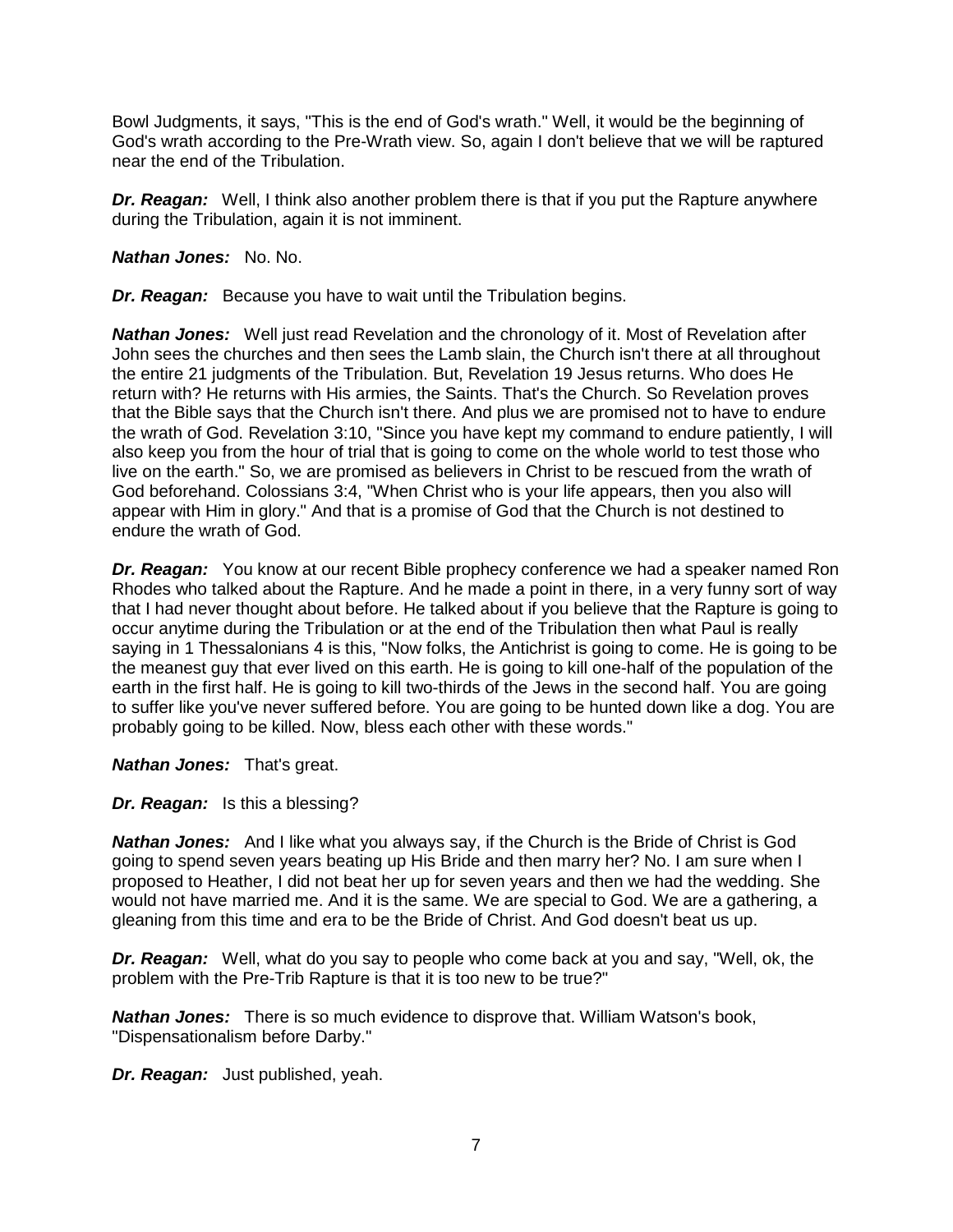Bowl Judgments, it says, "This is the end of God's wrath." Well, it would be the beginning of God's wrath according to the Pre-Wrath view. So, again I don't believe that we will be raptured near the end of the Tribulation.

***Dr. Reagan:*** Well, I think also another problem there is that if you put the Rapture anywhere during the Tribulation, again it is not imminent.

***Nathan Jones:*** No. No.

***Dr. Reagan:*** Because you have to wait until the Tribulation begins.

***Nathan Jones:*** Well just read Revelation and the chronology of it. Most of Revelation after John sees the churches and then sees the Lamb slain, the Church isn't there at all throughout the entire 21 judgments of the Tribulation. But, Revelation 19 Jesus returns. Who does He return with? He returns with His armies, the Saints. That's the Church. So Revelation proves that the Bible says that the Church isn't there. And plus we are promised not to have to endure the wrath of God. Revelation 3:10, "Since you have kept my command to endure patiently, I will also keep you from the hour of trial that is going to come on the whole world to test those who live on the earth." So, we are promised as believers in Christ to be rescued from the wrath of God beforehand. Colossians 3:4, "When Christ who is your life appears, then you also will appear with Him in glory." And that is a promise of God that the Church is not destined to endure the wrath of God.

***Dr. Reagan:*** You know at our recent Bible prophecy conference we had a speaker named Ron Rhodes who talked about the Rapture. And he made a point in there, in a very funny sort of way that I had never thought about before. He talked about if you believe that the Rapture is going to occur anytime during the Tribulation or at the end of the Tribulation then what Paul is really saying in 1 Thessalonians 4 is this, "Now folks, the Antichrist is going to come. He is going to be the meanest guy that ever lived on this earth. He is going to kill one-half of the population of the earth in the first half. He is going to kill two-thirds of the Jews in the second half. You are going to suffer like you've never suffered before. You are going to be hunted down like a dog. You are probably going to be killed. Now, bless each other with these words."

***Nathan Jones:*** That's great.

***Dr. Reagan:*** Is this a blessing?

***Nathan Jones:*** And I like what you always say, if the Church is the Bride of Christ is God going to spend seven years beating up His Bride and then marry her? No. I am sure when I proposed to Heather, I did not beat her up for seven years and then we had the wedding. She would not have married me. And it is the same. We are special to God. We are a gathering, a gleaning from this time and era to be the Bride of Christ. And God doesn't beat us up.

***Dr. Reagan:*** Well, what do you say to people who come back at you and say, "Well, ok, the problem with the Pre-Trib Rapture is that it is too new to be true?"

***Nathan Jones:*** There is so much evidence to disprove that. William Watson's book, "Dispensationalism before Darby."

***Dr. Reagan:*** Just published, yeah.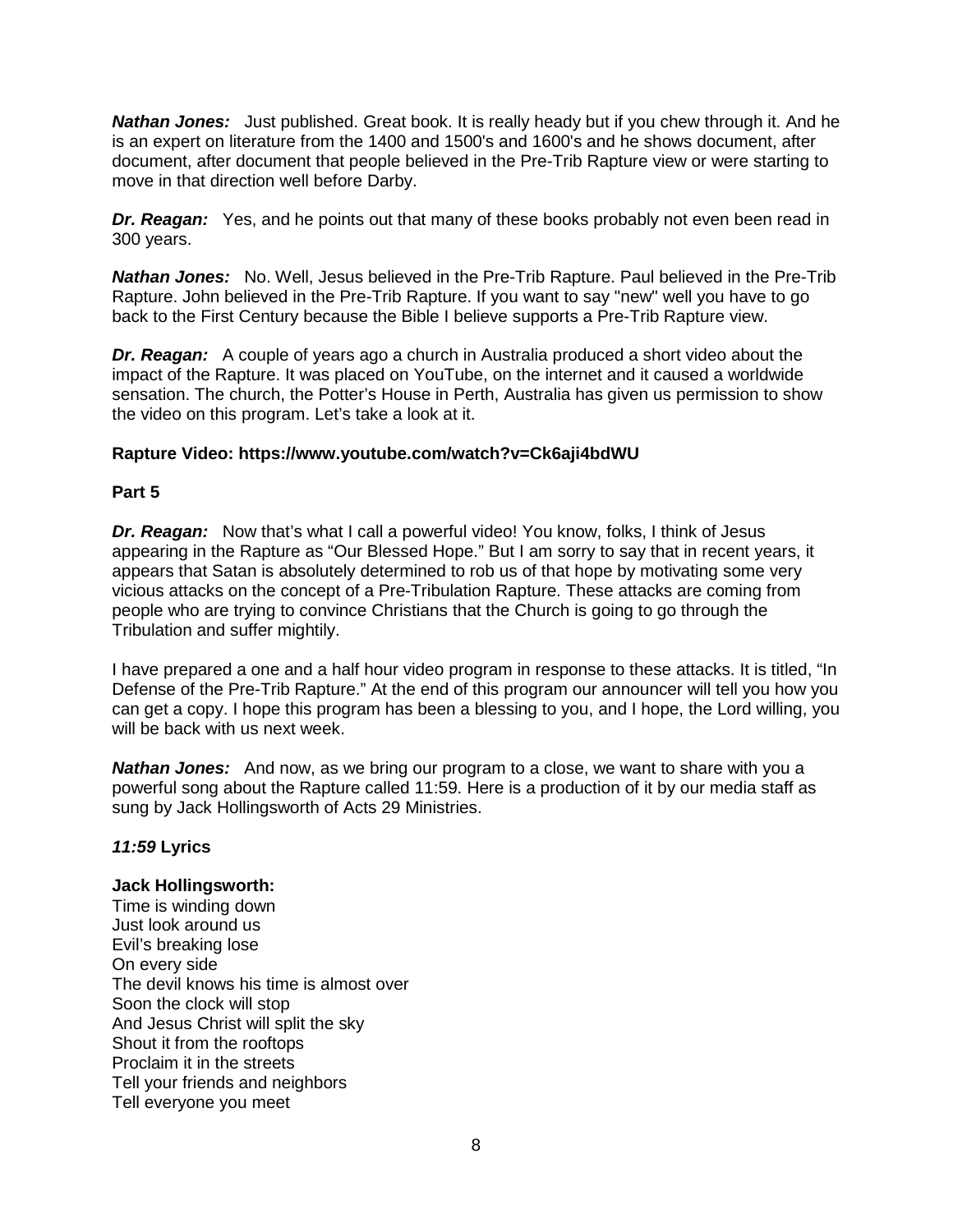***Nathan Jones:*** Just published. Great book. It is really heady but if you chew through it. And he is an expert on literature from the 1400 and 1500's and 1600's and he shows document, after document, after document that people believed in the Pre-Trib Rapture view or were starting to move in that direction well before Darby.

***Dr. Reagan:*** Yes, and he points out that many of these books probably not even been read in 300 years.

***Nathan Jones:*** No. Well, Jesus believed in the Pre-Trib Rapture. Paul believed in the Pre-Trib Rapture. John believed in the Pre-Trib Rapture. If you want to say "new" well you have to go back to the First Century because the Bible I believe supports a Pre-Trib Rapture view.

***Dr. Reagan:*** A couple of years ago a church in Australia produced a short video about the impact of the Rapture. It was placed on YouTube, on the internet and it caused a worldwide sensation. The church, the Potter's House in Perth, Australia has given us permission to show the video on this program. Let's take a look at it.

**Rapture Video: https://www.youtube.com/watch?v=Ck6aji4bdWU**

**Part 5**

***Dr. Reagan:*** Now that's what I call a powerful video! You know, folks, I think of Jesus appearing in the Rapture as "Our Blessed Hope." But I am sorry to say that in recent years, it appears that Satan is absolutely determined to rob us of that hope by motivating some very vicious attacks on the concept of a Pre-Tribulation Rapture. These attacks are coming from people who are trying to convince Christians that the Church is going to go through the Tribulation and suffer mightily.

I have prepared a one and a half hour video program in response to these attacks. It is titled, "In Defense of the Pre-Trib Rapture." At the end of this program our announcer will tell you how you can get a copy. I hope this program has been a blessing to you, and I hope, the Lord willing, you will be back with us next week.

***Nathan Jones:*** And now, as we bring our program to a close, we want to share with you a powerful song about the Rapture called 11:59. Here is a production of it by our media staff as sung by Jack Hollingsworth of Acts 29 Ministries.

***11:59* Lyrics**

**Jack Hollingsworth:**
Time is winding down
Just look around us
Evil's breaking lose
On every side
The devil knows his time is almost over
Soon the clock will stop
And Jesus Christ will split the sky
Shout it from the rooftops
Proclaim it in the streets
Tell your friends and neighbors
Tell everyone you meet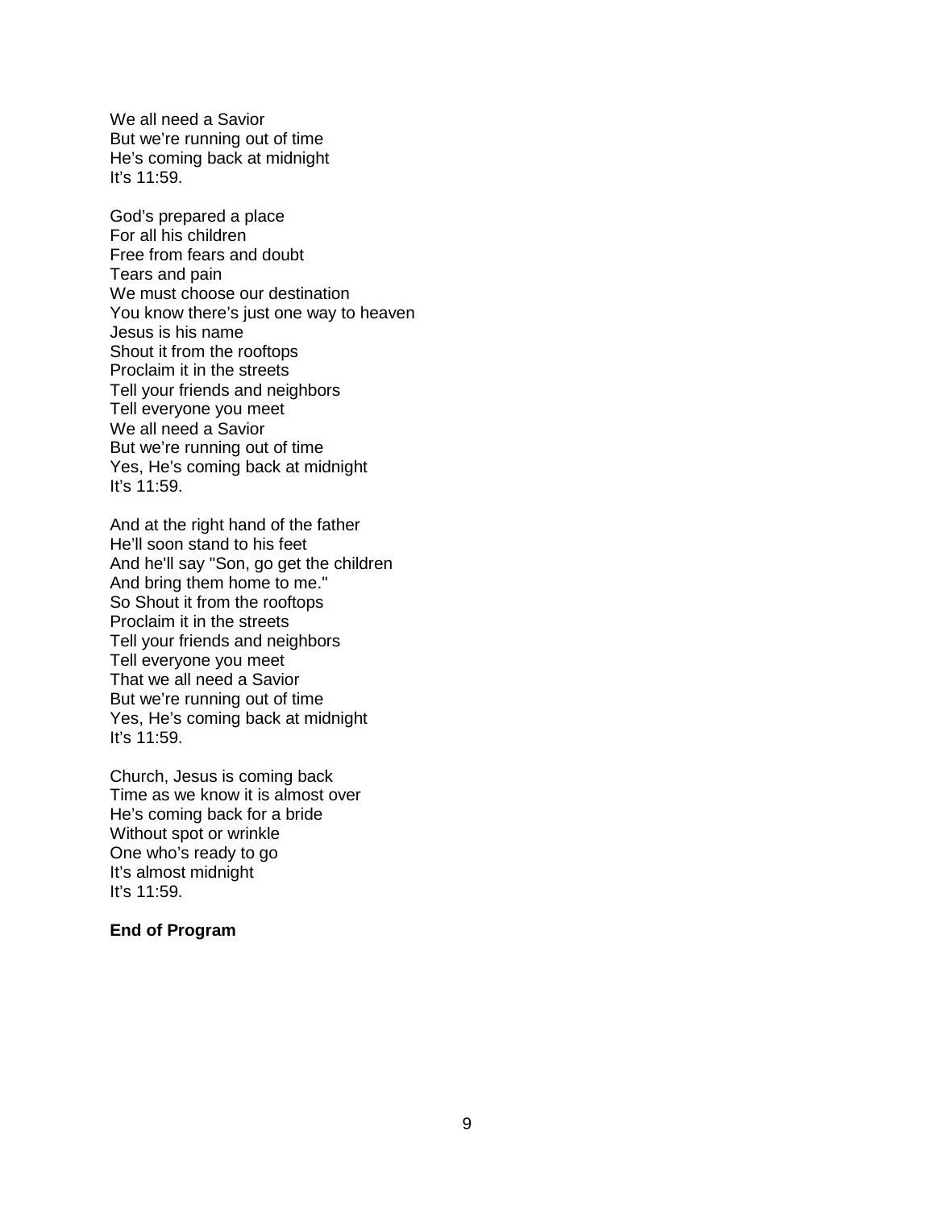We all need a Savior
But we're running out of time
He's coming back at midnight
It's 11:59.

God's prepared a place
For all his children
Free from fears and doubt
Tears and pain
We must choose our destination
You know there's just one way to heaven
Jesus is his name
Shout it from the rooftops
Proclaim it in the streets
Tell your friends and neighbors
Tell everyone you meet
We all need a Savior
But we're running out of time
Yes, He's coming back at midnight
It's 11:59.

And at the right hand of the father
He'll soon stand to his feet
And he'll say "Son, go get the children
And bring them home to me."
So Shout it from the rooftops
Proclaim it in the streets
Tell your friends and neighbors
Tell everyone you meet
That we all need a Savior
But we're running out of time
Yes, He's coming back at midnight
It's 11:59.

Church, Jesus is coming back
Time as we know it is almost over
He's coming back for a bride
Without spot or wrinkle
One who's ready to go
It's almost midnight
It's 11:59.

**End of Program**